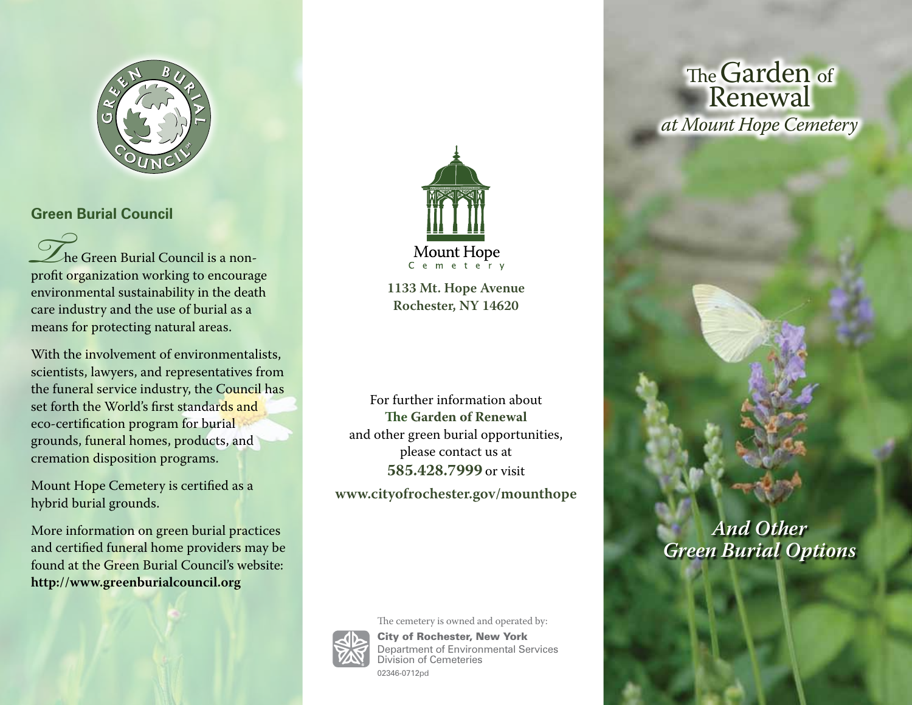## Green Burial Council

The Green Burial Council is a non-profit organization working to encourage environmental sustainability in the death care industry and the use of burial as a means for protecting natural areas.

With the involvement of environmentalists, scientists, lawyers, and representatives from the funeral service industry, the Council has set forth the World's first standards and eco-certification program for burial grounds, funeral homes, products, and cremation disposition programs.

Mount Hope Cemetery is certified as a hybrid burial grounds.

More information on green burial practices and certified funeral home providers may be found at the Green Burial Council's website: **http://www.greenburialcouncil.org**

Mount Hope Cemetery

**1133 Mt. Hope Avenue**
**Rochester, NY 14620**

For further information about **The Garden of Renewal** and other green burial opportunities, please contact us at **585.428.7999** or visit **www.cityofrochester.gov/mounthope**

The cemetery is owned and operated by:
**City of Rochester, New York**
Department of Environmental Services
Division of Cemeteries
02346-0712pd

# The Garden of Renewal

*at Mount Hope Cemetery*

## *And Other Green Burial Options*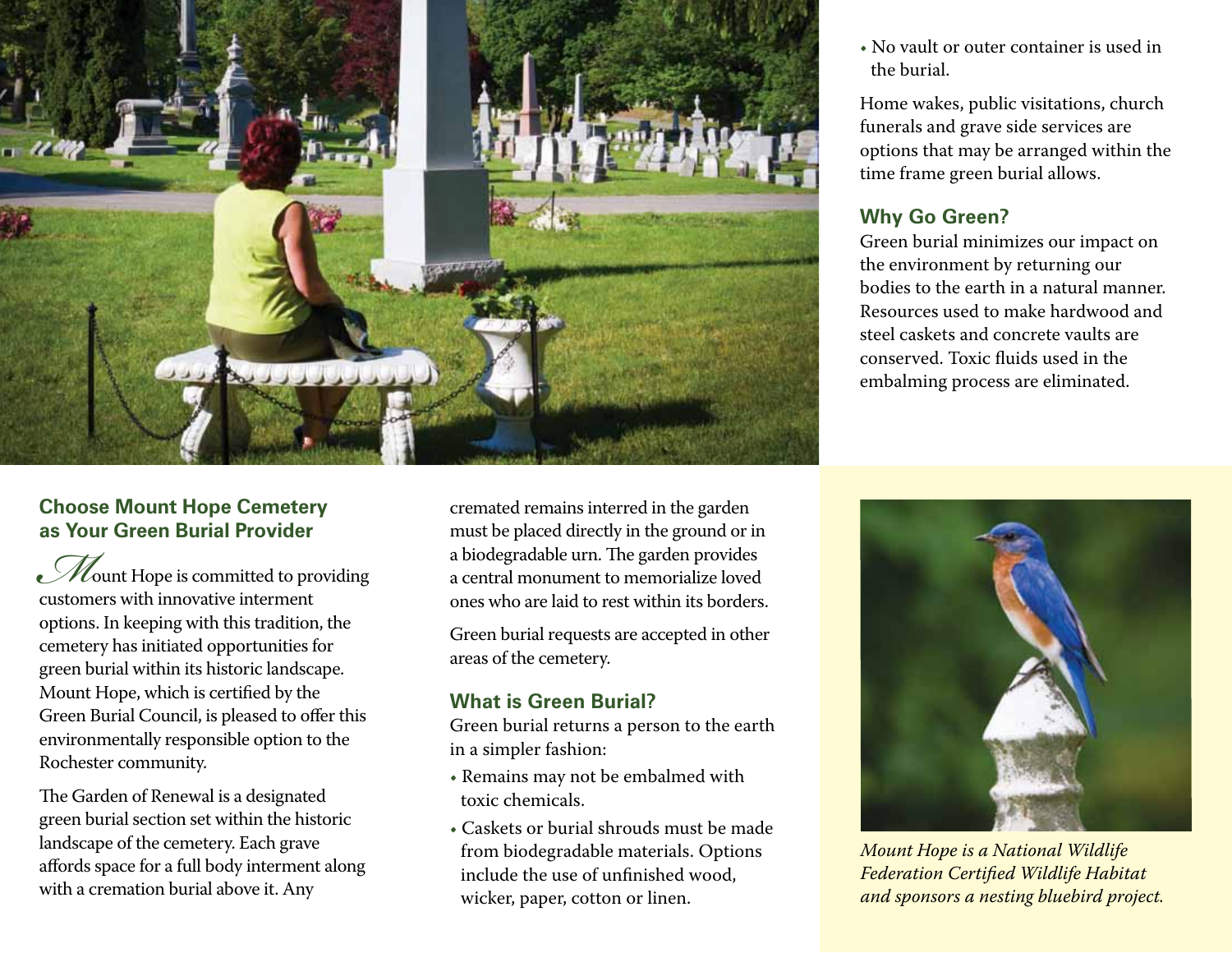## Choose Mount Hope Cemetery as Your Green Burial Provider

Mount Hope is committed to providing customers with innovative interment options. In keeping with this tradition, the cemetery has initiated opportunities for green burial within its historic landscape. Mount Hope, which is certified by the Green Burial Council, is pleased to offer this environmentally responsible option to the Rochester community.

The Garden of Renewal is a designated green burial section set within the historic landscape of the cemetery. Each grave affords space for a full body interment along with a cremation burial above it. Any cremated remains interred in the garden must be placed directly in the ground or in a biodegradable urn. The garden provides a central monument to memorialize loved ones who are laid to rest within its borders.

Green burial requests are accepted in other areas of the cemetery.

## What is Green Burial?

Green burial returns a person to the earth in a simpler fashion:

- Remains may not be embalmed with toxic chemicals.
- Caskets or burial shrouds must be made from biodegradable materials. Options include the use of unfinished wood, wicker, paper, cotton or linen.
- No vault or outer container is used in the burial.

Home wakes, public visitations, church funerals and grave side services are options that may be arranged within the time frame green burial allows.

## Why Go Green?

Green burial minimizes our impact on the environment by returning our bodies to the earth in a natural manner. Resources used to make hardwood and steel caskets and concrete vaults are conserved. Toxic fluids used in the embalming process are eliminated.

*Mount Hope is a National Wildlife Federation Certified Wildlife Habitat and sponsors a nesting bluebird project.*